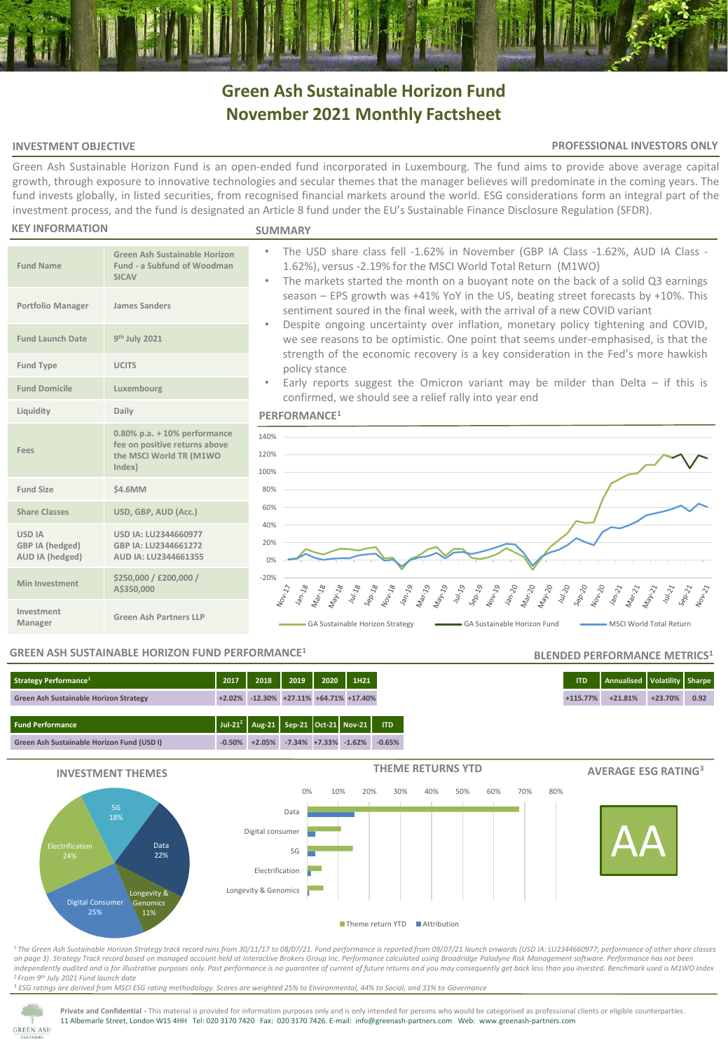# Green Ash Sustainable Horizon Fund
# November 2021 Monthly Factsheet

**INVESTMENT OBJECTIVE** | **PROFESSIONAL INVESTORS ONLY**

Green Ash Sustainable Horizon Fund is an open-ended fund incorporated in Luxembourg. The fund aims to provide above average capital growth, through exposure to innovative technologies and secular themes that the manager believes will predominate in the coming years. The fund invests globally, in listed securities, from recognised financial markets around the world. ESG considerations form an integral part of the investment process, and the fund is designated an Article 8 fund under the EU's Sustainable Finance Disclosure Regulation (SFDR).

## KEY INFORMATION

| | |
|---|---|
| Fund Name | Green Ash Sustainable Horizon Fund - a Subfund of Woodman SICAV |
| Portfolio Manager | James Sanders |
| Fund Launch Date | 9th July 2021 |
| Fund Type | UCITS |
| Fund Domicile | Luxembourg |
| Liquidity | Daily |
| Fees | 0.80% p.a. + 10% performance fee on positive returns above the MSCI World TR (M1WO Index) |
| Fund Size | $4.6MM |
| Share Classes | USD, GBP, AUD (Acc.) |
| USD IA<br>GBP IA (hedged)<br>AUD IA (hedged) | USD IA: LU2344660977<br>GBP IA: LU2344661272<br>AUD IA: LU2344661355 |
| Min Investment | $250,000 / £200,000 / A$350,000 |
| Investment Manager | Green Ash Partners LLP |

## SUMMARY

- The USD share class fell -1.62% in November (GBP IA Class -1.62%, AUD IA Class -1.62%), versus -2.19% for the MSCI World Total Return (M1WO)
- The markets started the month on a buoyant note on the back of a solid Q3 earnings season – EPS growth was +41% YoY in the US, beating street forecasts by +10%. This sentiment soured in the final week, with the arrival of a new COVID variant
- Despite ongoing uncertainty over inflation, monetary policy tightening and COVID, we see reasons to be optimistic. One point that seems under-emphasised, is that the strength of the economic recovery is a key consideration in the Fed's more hawkish policy stance
- Early reports suggest the Omicron variant may be milder than Delta – if this is confirmed, we should see a relief rally into year end

## PERFORMANCE[1]

Legend: GA Sustainable Horizon Strategy; GA Sustainable Horizon Fund; MSCI World Total Return (Nov-17 to Nov-21)

## GREEN ASH SUSTAINABLE HORIZON FUND PERFORMANCE[1]

| Strategy Performance[1] | 2017 | 2018 | 2019 | 2020 | 1H21 |
|---|---|---|---|---|---|
| Green Ash Sustainable Horizon Strategy | +2.02% | -12.30% | +27.11% | +64.71% | +17.40% |

| Fund Performance | Jul-21[2] | Aug-21 | Sep-21 | Oct-21 | Nov-21 | ITD |
|---|---|---|---|---|---|---|
| Green Ash Sustainable Horizon Fund (USD I) | -0.50% | +2.05% | -7.34% | +7.33% | -1.62% | -0.65% |

## BLENDED PERFORMANCE METRICS[1]

| ITD | Annualised | Volatility | Sharpe |
|---|---|---|---|
| +115.77% | +21.81% | +23.70% | 0.92 |

## INVESTMENT THEMES

| Theme | Weight |
|---|---|
| 5G | 18% |
| Data | 22% |
| Longevity & Genomics | 11% |
| Digital Consumer | 25% |
| Electrification | 24% |

## THEME RETURNS YTD

Categories: Data, Digital consumer, 5G, Electrification, Longevity & Genomics (Theme return YTD; Attribution)

## AVERAGE ESG RATING[3]

AA

[1] *The Green Ash Sustainable Horizon Strategy track record runs from 30/11/17 to 08/07/21. Fund performance is reported from 09/07/21 launch onwards (USD IA: LU2344660977; performance of other share classes on page 3). Strategy Track record based on managed account held at Interactive Brokers Group Inc. Performance calculated using Broadridge Paladyne Risk Management software. Performance has not been independently audited and is for illustrative purposes only. Past performance is no guarantee of current of future returns and you may consequently get back less than you invested. Benchmark used is M1WO Index*
[2] *From 9th July 2021 Fund launch date*
[3] *ESG ratings are derived from MSCI ESG rating methodology. Scores are weighted 25% to Environmental, 44% to Social, and 31% to Governance*

**Private and Confidential** - This material is provided for information purposes only and is only intended for persons who would be categorised as professional clients or eligible counterparties.
11 Albemarle Street, London W1S 4HH Tel: 020 3170 7420 Fax: 020 3170 7426. E-mail: info@greenash-partners.com Web: www.greenash-partners.com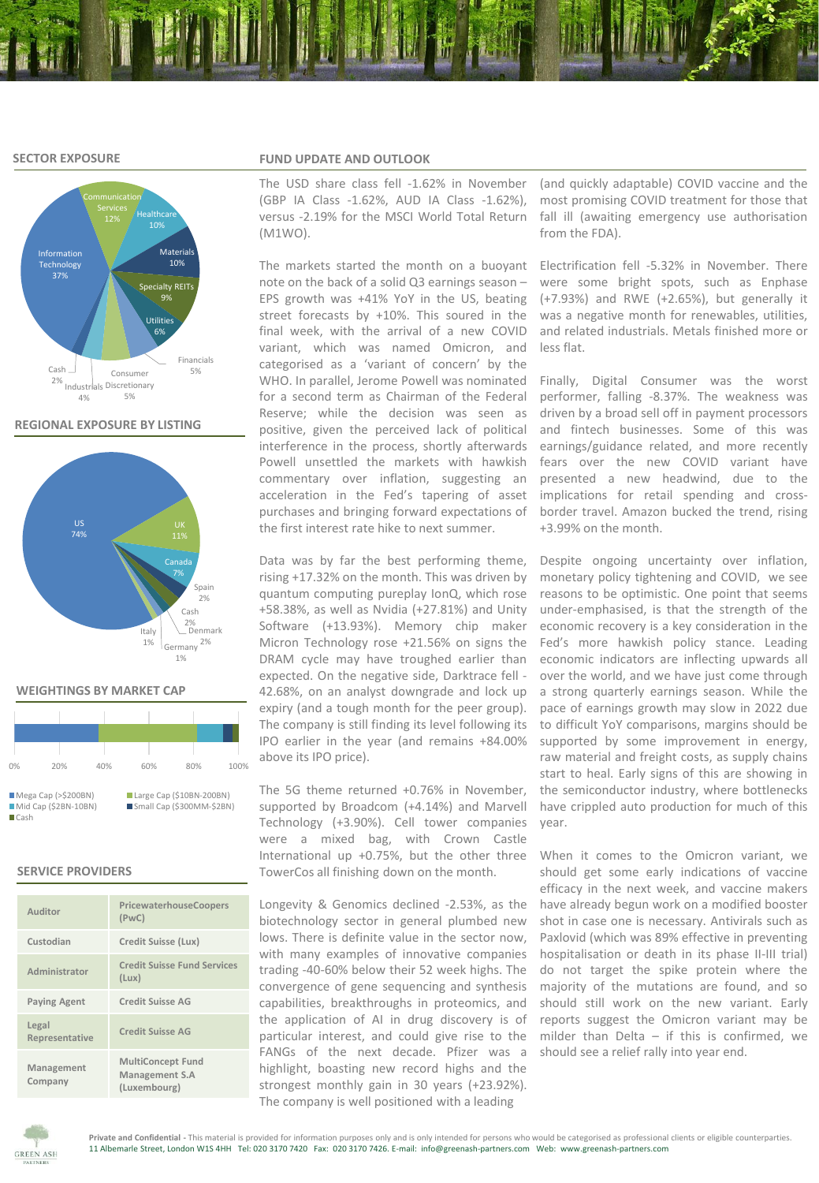## SECTOR EXPOSURE

Information Technology 37%
Communication Services 12%
Healthcare 10%
Materials 10%
Specialty REITs 9%
Utilities 6%
Financials 5%
Consumer Discretionary 5%
Industrials 4%
Cash 2%

## REGIONAL EXPOSURE BY LISTING

US 74%
UK 11%
Canada 7%
Spain 2%
Cash 2%
Denmark 2%
Italy 1%
Germany 1%

## WEIGHTINGS BY MARKET CAP

- Mega Cap (>$200BN)
- Large Cap ($10BN-200BN)
- Mid Cap ($2BN-10BN)
- Small Cap ($300MM-$2BN)
- Cash

## SERVICE PROVIDERS

| | |
|---|---|
| Auditor | PricewaterhouseCoopers (PwC) |
| Custodian | Credit Suisse (Lux) |
| Administrator | Credit Suisse Fund Services (Lux) |
| Paying Agent | Credit Suisse AG |
| Legal Representative | Credit Suisse AG |
| Management Company | MultiConcept Fund Management S.A (Luxembourg) |

## FUND UPDATE AND OUTLOOK

The USD share class fell -1.62% in November (GBP IA Class -1.62%, AUD IA Class -1.62%), versus -2.19% for the MSCI World Total Return (M1WO).

The markets started the month on a buoyant note on the back of a solid Q3 earnings season – EPS growth was +41% YoY in the US, beating street forecasts by +10%. This soured in the final week, with the arrival of a new COVID variant, which was named Omicron, and categorised as a 'variant of concern' by the WHO. In parallel, Jerome Powell was nominated for a second term as Chairman of the Federal Reserve; while the decision was seen as positive, given the perceived lack of political interference in the process, shortly afterwards Powell unsettled the markets with hawkish commentary over inflation, suggesting an acceleration in the Fed's tapering of asset purchases and bringing forward expectations of the first interest rate hike to next summer.

Data was by far the best performing theme, rising +17.32% on the month. This was driven by quantum computing pureplay IonQ, which rose +58.38%, as well as Nvidia (+27.81%) and Unity Software (+13.93%). Memory chip maker Micron Technology rose +21.56% on signs the DRAM cycle may have troughed earlier than expected. On the negative side, Darktrace fell -42.68%, on an analyst downgrade and lock up expiry (and a tough month for the peer group). The company is still finding its level following its IPO earlier in the year (and remains +84.00% above its IPO price).

The 5G theme returned +0.76% in November, supported by Broadcom (+4.14%) and Marvell Technology (+3.90%). Cell tower companies were a mixed bag, with Crown Castle International up +0.75%, but the other three TowerCos all finishing down on the month.

Longevity & Genomics declined -2.53%, as the biotechnology sector in general plumbed new lows. There is definite value in the sector now, with many examples of innovative companies trading -40-60% below their 52 week highs. The convergence of gene sequencing and synthesis capabilities, breakthroughs in proteomics, and the application of AI in drug discovery is of particular interest, and could give rise to the FANGs of the next decade. Pfizer was a highlight, boasting new record highs and the strongest monthly gain in 30 years (+23.92%). The company is well positioned with a leading (and quickly adaptable) COVID vaccine and the most promising COVID treatment for those that fall ill (awaiting emergency use authorisation from the FDA).

Electrification fell -5.32% in November. There were some bright spots, such as Enphase (+7.93%) and RWE (+2.65%), but generally it was a negative month for renewables, utilities, and related industrials. Metals finished more or less flat.

Finally, Digital Consumer was the worst performer, falling -8.37%. The weakness was driven by a broad sell off in payment processors and fintech businesses. Some of this was earnings/guidance related, and more recently fears over the new COVID variant have presented a new headwind, due to the implications for retail spending and cross-border travel. Amazon bucked the trend, rising +3.99% on the month.

Despite ongoing uncertainty over inflation, monetary policy tightening and COVID, we see reasons to be optimistic. One point that seems under-emphasised, is that the strength of the economic recovery is a key consideration in the Fed's more hawkish policy stance. Leading economic indicators are inflecting upwards all over the world, and we have just come through a strong quarterly earnings season. While the pace of earnings growth may slow in 2022 due to difficult YoY comparisons, margins should be supported by some improvement in energy, raw material and freight costs, as supply chains start to heal. Early signs of this are showing in the semiconductor industry, where bottlenecks have crippled auto production for much of this year.

When it comes to the Omicron variant, we should get some early indications of vaccine efficacy in the next week, and vaccine makers have already begun work on a modified booster shot in case one is necessary. Antivirals such as Paxlovid (which was 89% effective in preventing hospitalisation or death in its phase II-III trial) do not target the spike protein where the majority of the mutations are found, and so should still work on the new variant. Early reports suggest the Omicron variant may be milder than Delta – if this is confirmed, we should see a relief rally into year end.

**Private and Confidential** - This material is provided for information purposes only and is only intended for persons who would be categorised as professional clients or eligible counterparties.
11 Albemarle Street, London W1S 4HH Tel: 020 3170 7420 Fax: 020 3170 7426. E-mail: info@greenash-partners.com Web: www.greenash-partners.com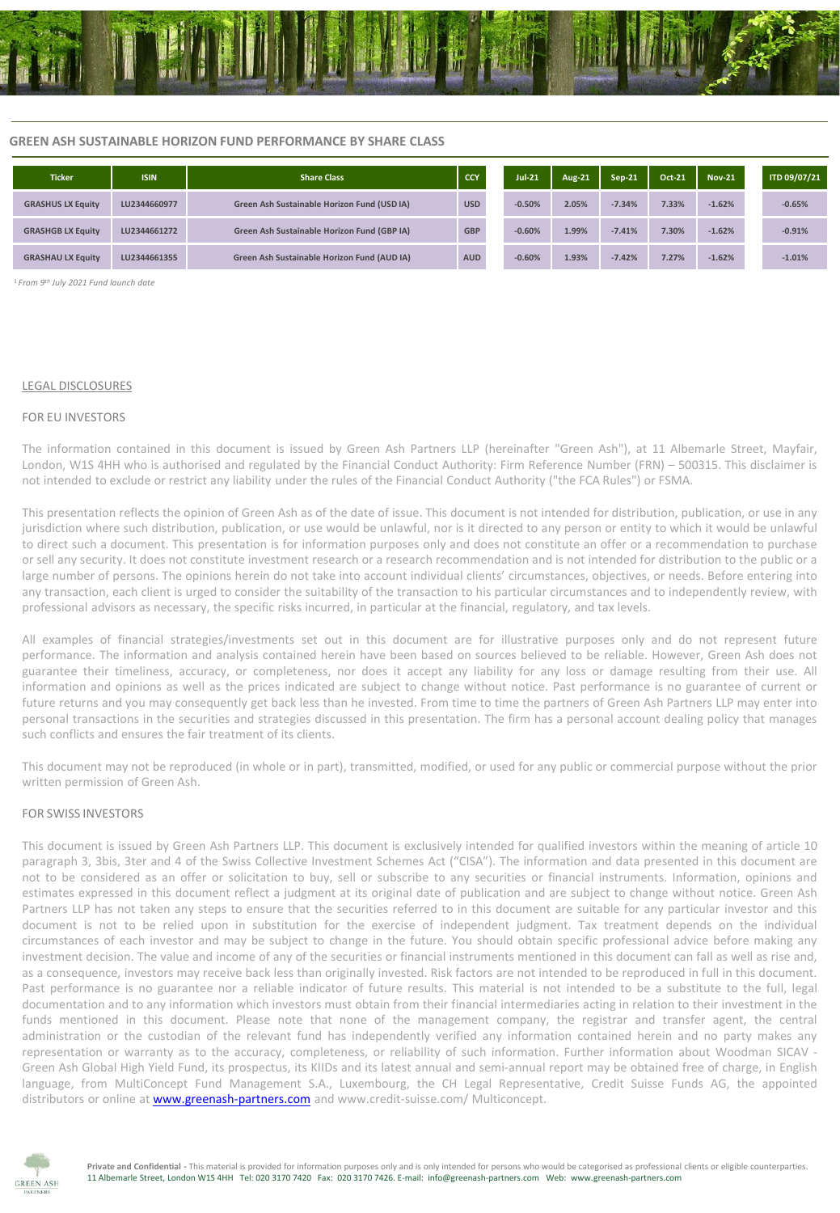## GREEN ASH SUSTAINABLE HORIZON FUND PERFORMANCE BY SHARE CLASS

| Ticker | ISIN | Share Class | CCY | Jul-21 | Aug-21 | Sep-21 | Oct-21 | Nov-21 | ITD 09/07/21 |
|---|---|---|---|---|---|---|---|---|---|
| GRASHUS LX Equity | LU2344660977 | Green Ash Sustainable Horizon Fund (USD IA) | USD | -0.50% | 2.05% | -7.34% | 7.33% | -1.62% | -0.65% |
| GRASHGB LX Equity | LU2344661272 | Green Ash Sustainable Horizon Fund (GBP IA) | GBP | -0.60% | 1.99% | -7.41% | 7.30% | -1.62% | -0.91% |
| GRASHAU LX Equity | LU2344661355 | Green Ash Sustainable Horizon Fund (AUD IA) | AUD | -0.60% | 1.93% | -7.42% | 7.27% | -1.62% | -1.01% |

[1] *From 9th July 2021 Fund launch date*

### LEGAL DISCLOSURES

#### FOR EU INVESTORS

The information contained in this document is issued by Green Ash Partners LLP (hereinafter "Green Ash"), at 11 Albemarle Street, Mayfair, London, W1S 4HH who is authorised and regulated by the Financial Conduct Authority: Firm Reference Number (FRN) – 500315. This disclaimer is not intended to exclude or restrict any liability under the rules of the Financial Conduct Authority ("the FCA Rules") or FSMA.

This presentation reflects the opinion of Green Ash as of the date of issue. This document is not intended for distribution, publication, or use in any jurisdiction where such distribution, publication, or use would be unlawful, nor is it directed to any person or entity to which it would be unlawful to direct such a document. This presentation is for information purposes only and does not constitute an offer or a recommendation to purchase or sell any security. It does not constitute investment research or a research recommendation and is not intended for distribution to the public or a large number of persons. The opinions herein do not take into account individual clients' circumstances, objectives, or needs. Before entering into any transaction, each client is urged to consider the suitability of the transaction to his particular circumstances and to independently review, with professional advisors as necessary, the specific risks incurred, in particular at the financial, regulatory, and tax levels.

All examples of financial strategies/investments set out in this document are for illustrative purposes only and do not represent future performance. The information and analysis contained herein have been based on sources believed to be reliable. However, Green Ash does not guarantee their timeliness, accuracy, or completeness, nor does it accept any liability for any loss or damage resulting from their use. All information and opinions as well as the prices indicated are subject to change without notice. Past performance is no guarantee of current or future returns and you may consequently get back less than he invested. From time to time the partners of Green Ash Partners LLP may enter into personal transactions in the securities and strategies discussed in this presentation. The firm has a personal account dealing policy that manages such conflicts and ensures the fair treatment of its clients.

This document may not be reproduced (in whole or in part), transmitted, modified, or used for any public or commercial purpose without the prior written permission of Green Ash.

#### FOR SWISS INVESTORS

This document is issued by Green Ash Partners LLP. This document is exclusively intended for qualified investors within the meaning of article 10 paragraph 3, 3bis, 3ter and 4 of the Swiss Collective Investment Schemes Act ("CISA"). The information and data presented in this document are not to be considered as an offer or solicitation to buy, sell or subscribe to any securities or financial instruments. Information, opinions and estimates expressed in this document reflect a judgment at its original date of publication and are subject to change without notice. Green Ash Partners LLP has not taken any steps to ensure that the securities referred to in this document are suitable for any particular investor and this document is not to be relied upon in substitution for the exercise of independent judgment. Tax treatment depends on the individual circumstances of each investor and may be subject to change in the future. You should obtain specific professional advice before making any investment decision. The value and income of any of the securities or financial instruments mentioned in this document can fall as well as rise and, as a consequence, investors may receive back less than originally invested. Risk factors are not intended to be reproduced in full in this document. Past performance is no guarantee nor a reliable indicator of future results. This material is not intended to be a substitute to the full, legal documentation and to any information which investors must obtain from their financial intermediaries acting in relation to their investment in the funds mentioned in this document. Please note that none of the management company, the registrar and transfer agent, the central administration or the custodian of the relevant fund has independently verified any information contained herein and no party makes any representation or warranty as to the accuracy, completeness, or reliability of such information. Further information about Woodman SICAV - Green Ash Global High Yield Fund, its prospectus, its KIIDs and its latest annual and semi-annual report may be obtained free of charge, in English language, from MultiConcept Fund Management S.A., Luxembourg, the CH Legal Representative, Credit Suisse Funds AG, the appointed distributors or online at [www.greenash-partners.com](www.greenash-partners.com) and www.credit-suisse.com/ Multiconcept.

**Private and Confidential -** This material is provided for information purposes only and is only intended for persons who would be categorised as professional clients or eligible counterparties.
11 Albemarle Street, London W1S 4HH Tel: 020 3170 7420 Fax: 020 3170 7426. E-mail: info@greenash-partners.com Web: www.greenash-partners.com